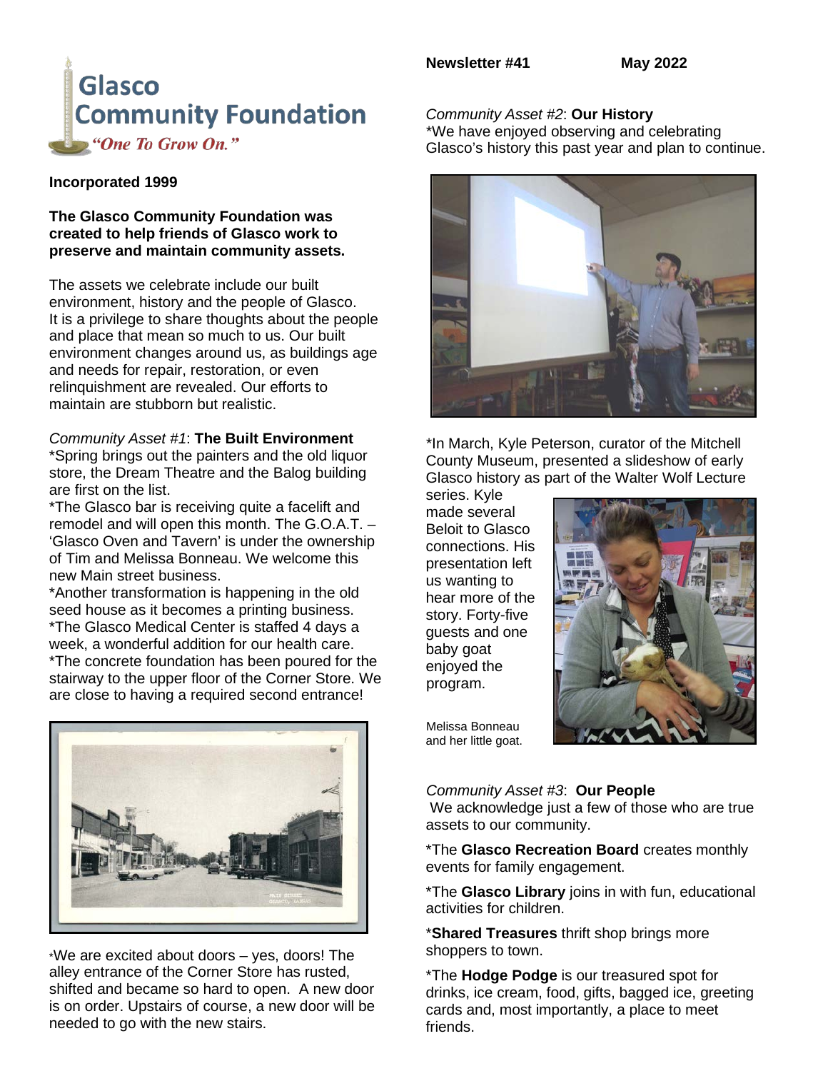# Glasco Community Foundation

*"One To Grow On."*

**Newsletter #41** **May 2022**

**Incorporated 1999**

**The Glasco Community Foundation was created to help friends of Glasco work to preserve and maintain community assets.**

The assets we celebrate include our built environment, history and the people of Glasco. It is a privilege to share thoughts about the people and place that mean so much to us. Our built environment changes around us, as buildings age and needs for repair, restoration, or even relinquishment are revealed. Our efforts to maintain are stubborn but realistic.

*Community Asset #1*: **The Built Environment**

*Spring brings out the painters and the old liquor store, the Dream Theatre and the Balog building are first on the list.

*The Glasco bar is receiving quite a facelift and remodel and will open this month. The G.O.A.T. – 'Glasco Oven and Tavern' is under the ownership of Tim and Melissa Bonneau. We welcome this new Main street business.

*Another transformation is happening in the old seed house as it becomes a printing business.

*The Glasco Medical Center is staffed 4 days a week, a wonderful addition for our health care.

*The concrete foundation has been poured for the stairway to the upper floor of the Corner Store. We are close to having a required second entrance!

*We are excited about doors – yes, doors! The alley entrance of the Corner Store has rusted, shifted and became so hard to open. A new door is on order. Upstairs of course, a new door will be needed to go with the new stairs.

*Community Asset #2*: **Our History**

*We have enjoyed observing and celebrating Glasco's history this past year and plan to continue.

*In March, Kyle Peterson, curator of the Mitchell County Museum, presented a slideshow of early Glasco history as part of the Walter Wolf Lecture series. Kyle made several Beloit to Glasco connections. His presentation left us wanting to hear more of the story. Forty-five guests and one baby goat enjoyed the program.

Melissa Bonneau and her little goat.

*Community Asset #3*: **Our People**

We acknowledge just a few of those who are true assets to our community.

*The **Glasco Recreation Board** creates monthly events for family engagement.

*The **Glasco Library** joins in with fun, educational activities for children.

***Shared Treasures** thrift shop brings more shoppers to town.

*The **Hodge Podge** is our treasured spot for drinks, ice cream, food, gifts, bagged ice, greeting cards and, most importantly, a place to meet friends.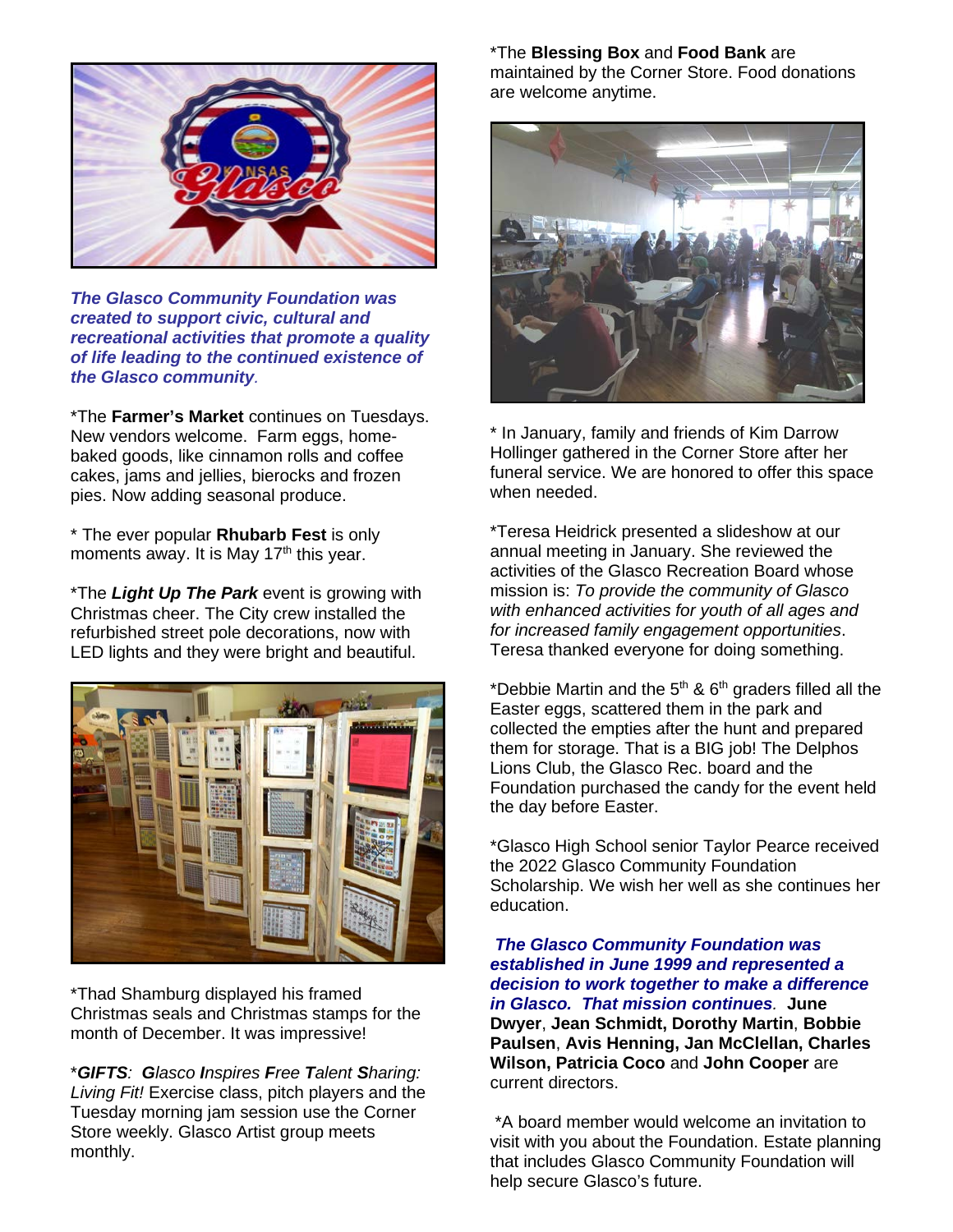***The Glasco Community Foundation was created to support civic, cultural and recreational activities that promote a quality of life leading to the continued existence of the Glasco community.***

*The **Farmer's Market** continues on Tuesdays. New vendors welcome. Farm eggs, home-baked goods, like cinnamon rolls and coffee cakes, jams and jellies, bierocks and frozen pies. Now adding seasonal produce.

* The ever popular **Rhubarb Fest** is only moments away. It is May 17th this year.

*The ***Light Up The Park*** event is growing with Christmas cheer. The City crew installed the refurbished street pole decorations, now with LED lights and they were bright and beautiful.

*Thad Shamburg displayed his framed Christmas seals and Christmas stamps for the month of December. It was impressive!

****GIFTS**: **G**lasco **I**nspires **F**ree **T**alent **S**haring: Living Fit!* Exercise class, pitch players and the Tuesday morning jam session use the Corner Store weekly. Glasco Artist group meets monthly.

*The **Blessing Box** and **Food Bank** are maintained by the Corner Store. Food donations are welcome anytime.

* In January, family and friends of Kim Darrow Hollinger gathered in the Corner Store after her funeral service. We are honored to offer this space when needed.

*Teresa Heidrick presented a slideshow at our annual meeting in January. She reviewed the activities of the Glasco Recreation Board whose mission is: *To provide the community of Glasco with enhanced activities for youth of all ages and for increased family engagement opportunities*. Teresa thanked everyone for doing something.

*Debbie Martin and the 5th & 6th graders filled all the Easter eggs, scattered them in the park and collected the empties after the hunt and prepared them for storage. That is a BIG job! The Delphos Lions Club, the Glasco Rec. board and the Foundation purchased the candy for the event held the day before Easter.

*Glasco High School senior Taylor Pearce received the 2022 Glasco Community Foundation Scholarship. We wish her well as she continues her education.

***The Glasco Community Foundation was established in June 1999 and represented a decision to work together to make a difference in Glasco. That mission continues.*** **June Dwyer**, **Jean Schmidt, Dorothy Martin**, **Bobbie Paulsen**, **Avis Henning, Jan McClellan, Charles Wilson, Patricia Coco** and **John Cooper** are current directors.

*A board member would welcome an invitation to visit with you about the Foundation. Estate planning that includes Glasco Community Foundation will help secure Glasco's future.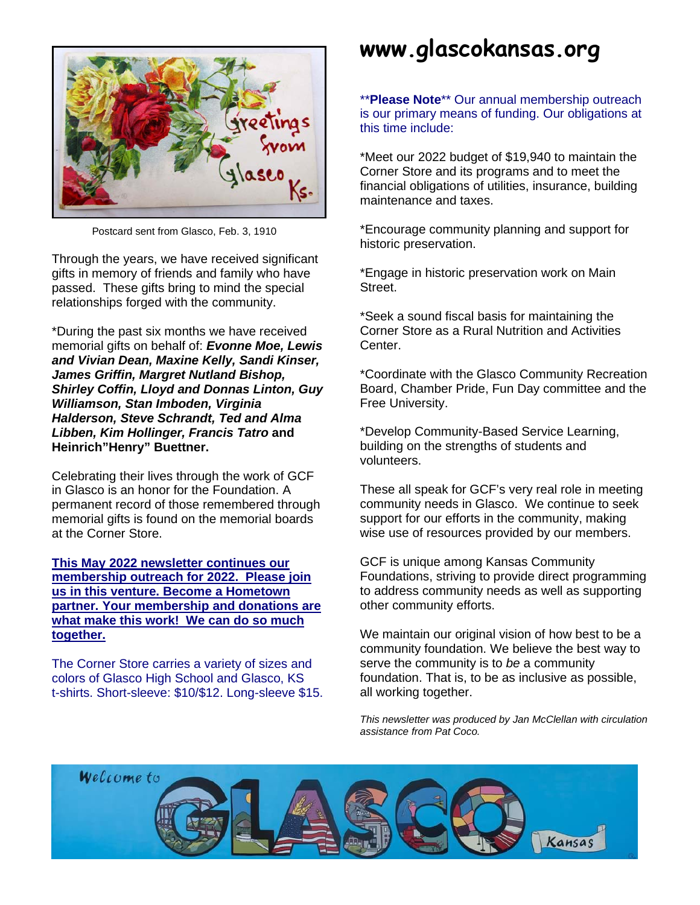Postcard sent from Glasco, Feb. 3, 1910

Through the years, we have received significant gifts in memory of friends and family who have passed. These gifts bring to mind the special relationships forged with the community.

*During the past six months we have received memorial gifts on behalf of: ***Evonne Moe, Lewis and Vivian Dean, Maxine Kelly, Sandi Kinser, James Griffin, Margret Nutland Bishop, Shirley Coffin, Lloyd and Donnas Linton, Guy Williamson, Stan Imboden, Virginia Halderson, Steve Schrandt, Ted and Alma Libben, Kim Hollinger, Francis Tatro*** **and Heinrich"Henry" Buettner.**

Celebrating their lives through the work of GCF in Glasco is an honor for the Foundation. A permanent record of those remembered through memorial gifts is found on the memorial boards at the Corner Store.

**This May 2022 newsletter continues our membership outreach for 2022. Please join us in this venture. Become a Hometown partner. Your membership and donations are what make this work! We can do so much together.**

The Corner Store carries a variety of sizes and colors of Glasco High School and Glasco, KS t-shirts. Short-sleeve: $10/$12. Long-sleeve $15.

# www.glascokansas.org

****Please Note**** Our annual membership outreach is our primary means of funding. Our obligations at this time include:

*Meet our 2022 budget of $19,940 to maintain the Corner Store and its programs and to meet the financial obligations of utilities, insurance, building maintenance and taxes.

*Encourage community planning and support for historic preservation.

*Engage in historic preservation work on Main Street.

*Seek a sound fiscal basis for maintaining the Corner Store as a Rural Nutrition and Activities Center.

*Coordinate with the Glasco Community Recreation Board, Chamber Pride, Fun Day committee and the Free University.

*Develop Community-Based Service Learning, building on the strengths of students and volunteers.

These all speak for GCF's very real role in meeting community needs in Glasco. We continue to seek support for our efforts in the community, making wise use of resources provided by our members.

GCF is unique among Kansas Community Foundations, striving to provide direct programming to address community needs as well as supporting other community efforts.

We maintain our original vision of how best to be a community foundation. We believe the best way to serve the community is to *be* a community foundation. That is, to be as inclusive as possible, all working together.

*This newsletter was produced by Jan McClellan with circulation assistance from Pat Coco.*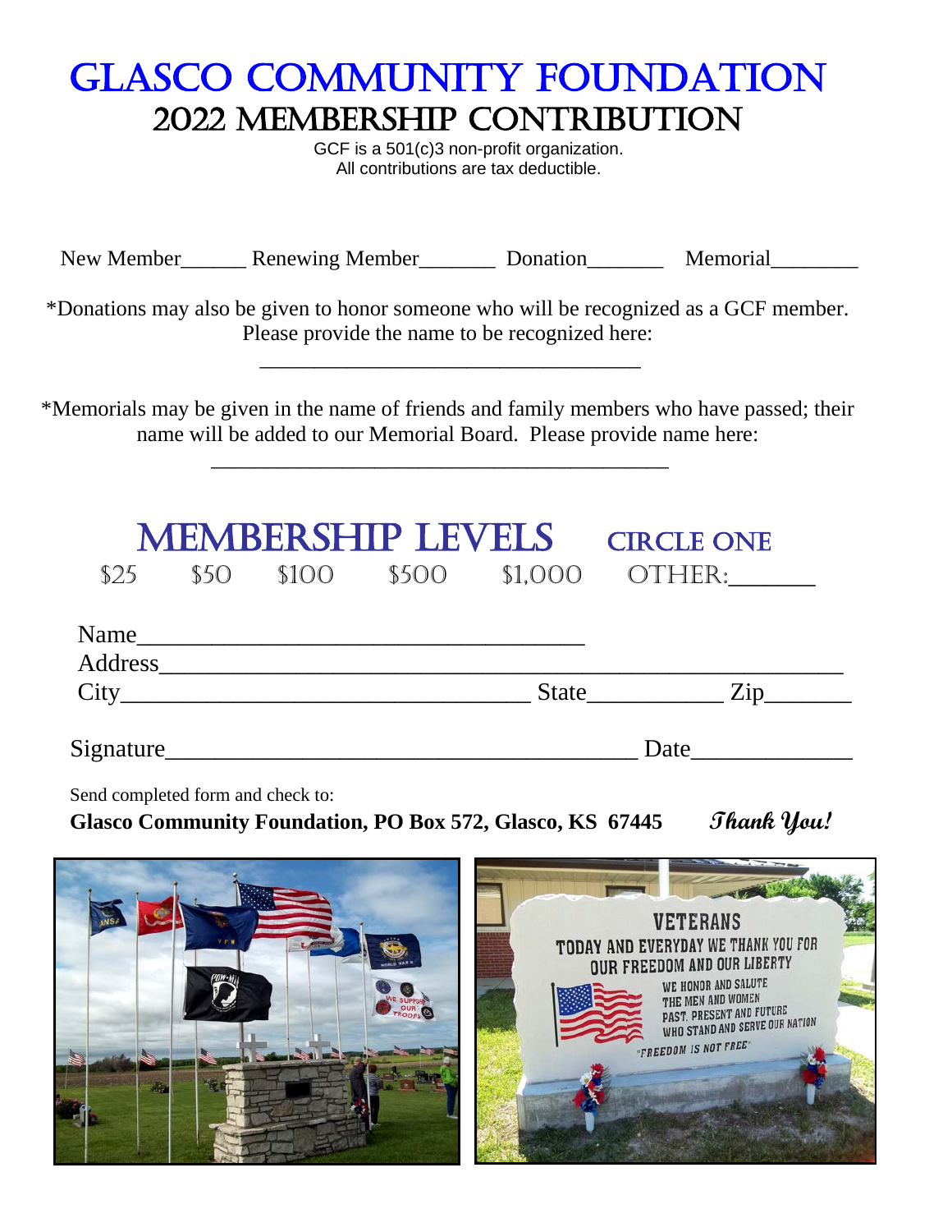# GLASCO COMMUNITY FOUNDATION
## 2022 MEMBERSHIP CONTRIBUTION

GCF is a 501(c)3 non-profit organization.
All contributions are tax deductible.

New Member______ Renewing Member_______ Donation_______ Memorial________

*Donations may also be given to honor someone who will be recognized as a GCF member. Please provide the name to be recognized here:

___________________________________

*Memorials may be given in the name of friends and family members who have passed; their name will be added to our Memorial Board. Please provide name here:

__________________________________________

## MEMBERSHIP LEVELS CIRCLE ONE

$25 $50 $100 $500 $1,000 OTHER:______

Name_____________________________________

Address_______________________________________________________

City_________________________________ State___________ Zip_______

Signature_______________________________________ Date_____________

Send completed form and check to:

**Glasco Community Foundation, PO Box 572, Glasco, KS 67445** *Thank You!*